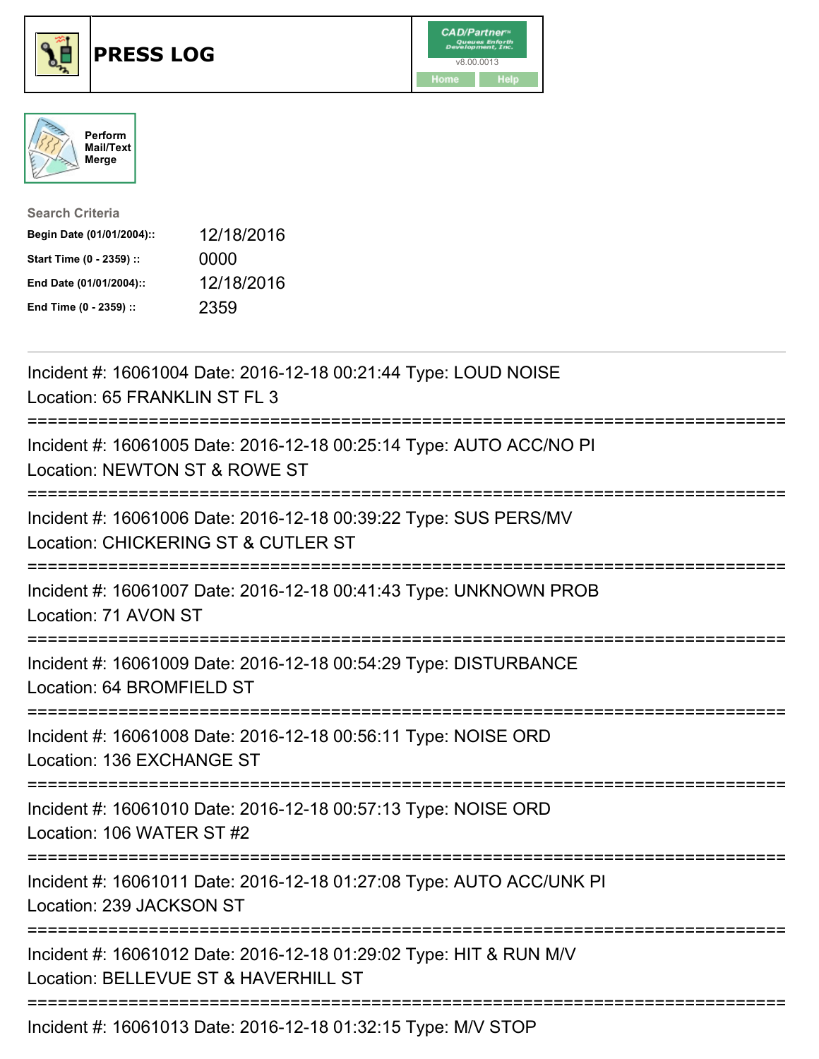# PRESS LOG

CAD/Partner
v8.00.0013
Home Help

Perform Mail/Text Merge

**Search Criteria**

| | |
|---|---|
| **Begin Date (01/01/2004)::** | 12/18/2016 |
| **Start Time (0 - 2359) ::** | 0000 |
| **End Date (01/01/2004)::** | 12/18/2016 |
| **End Time (0 - 2359) ::** | 2359 |

---

Incident #: 16061004 Date: 2016-12-18 00:21:44 Type: LOUD NOISE
Location: 65 FRANKLIN ST FL 3

===========================================================================

Incident #: 16061005 Date: 2016-12-18 00:25:14 Type: AUTO ACC/NO PI
Location: NEWTON ST & ROWE ST

===========================================================================

Incident #: 16061006 Date: 2016-12-18 00:39:22 Type: SUS PERS/MV
Location: CHICKERING ST & CUTLER ST

===========================================================================

Incident #: 16061007 Date: 2016-12-18 00:41:43 Type: UNKNOWN PROB
Location: 71 AVON ST

===========================================================================

Incident #: 16061009 Date: 2016-12-18 00:54:29 Type: DISTURBANCE
Location: 64 BROMFIELD ST

===========================================================================

Incident #: 16061008 Date: 2016-12-18 00:56:11 Type: NOISE ORD
Location: 136 EXCHANGE ST

===========================================================================

Incident #: 16061010 Date: 2016-12-18 00:57:13 Type: NOISE ORD
Location: 106 WATER ST #2

===========================================================================

Incident #: 16061011 Date: 2016-12-18 01:27:08 Type: AUTO ACC/UNK PI
Location: 239 JACKSON ST

===========================================================================

Incident #: 16061012 Date: 2016-12-18 01:29:02 Type: HIT & RUN M/V
Location: BELLEVUE ST & HAVERHILL ST

===========================================================================

Incident #: 16061013 Date: 2016-12-18 01:32:15 Type: M/V STOP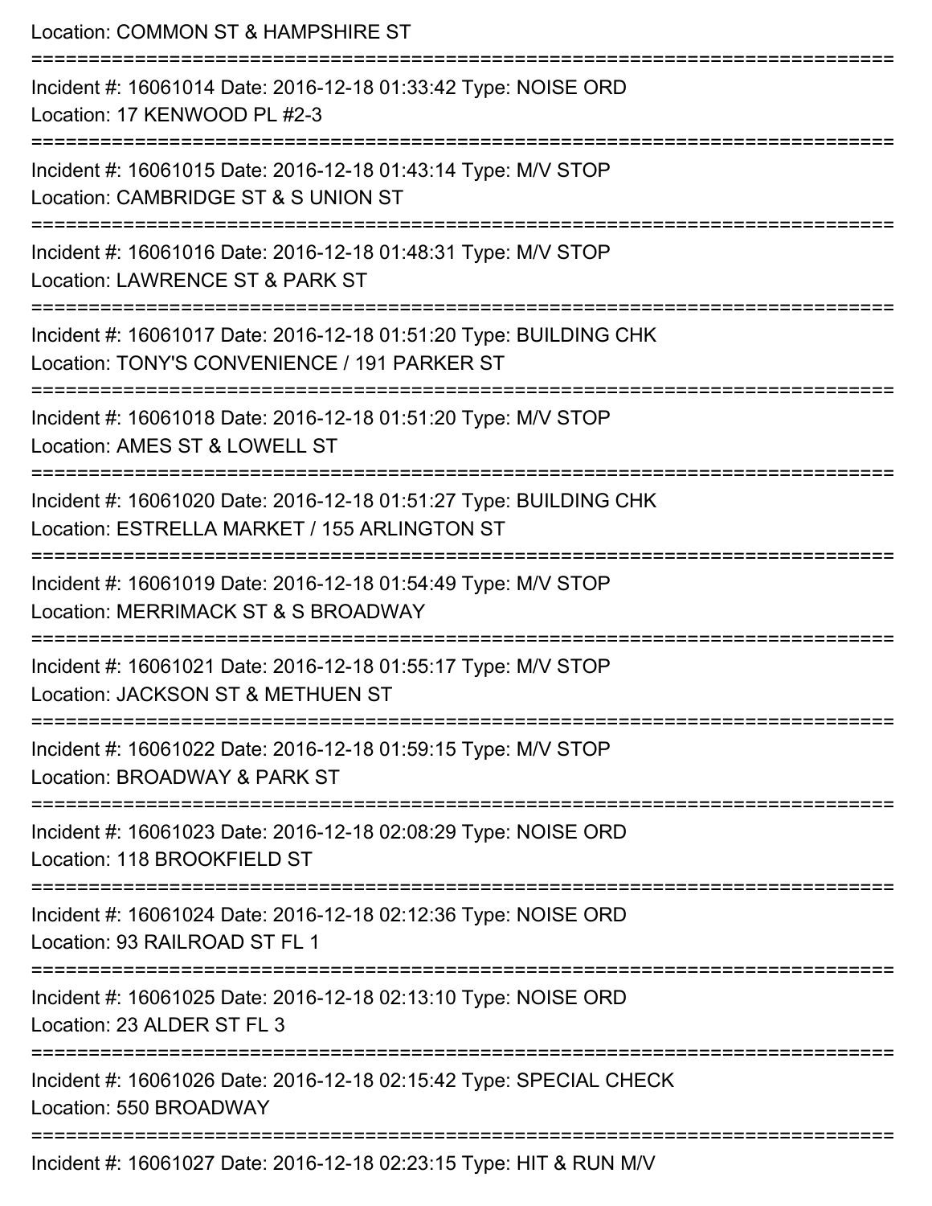Location: COMMON ST & HAMPSHIRE ST

===========================================================================

Incident #: 16061014 Date: 2016-12-18 01:33:42 Type: NOISE ORD
Location: 17 KENWOOD PL #2-3

===========================================================================

Incident #: 16061015 Date: 2016-12-18 01:43:14 Type: M/V STOP
Location: CAMBRIDGE ST & S UNION ST

===========================================================================

Incident #: 16061016 Date: 2016-12-18 01:48:31 Type: M/V STOP
Location: LAWRENCE ST & PARK ST

===========================================================================

Incident #: 16061017 Date: 2016-12-18 01:51:20 Type: BUILDING CHK
Location: TONY'S CONVENIENCE / 191 PARKER ST

===========================================================================

Incident #: 16061018 Date: 2016-12-18 01:51:20 Type: M/V STOP
Location: AMES ST & LOWELL ST

===========================================================================

Incident #: 16061020 Date: 2016-12-18 01:51:27 Type: BUILDING CHK
Location: ESTRELLA MARKET / 155 ARLINGTON ST

===========================================================================

Incident #: 16061019 Date: 2016-12-18 01:54:49 Type: M/V STOP
Location: MERRIMACK ST & S BROADWAY

===========================================================================

Incident #: 16061021 Date: 2016-12-18 01:55:17 Type: M/V STOP
Location: JACKSON ST & METHUEN ST

===========================================================================

Incident #: 16061022 Date: 2016-12-18 01:59:15 Type: M/V STOP
Location: BROADWAY & PARK ST

===========================================================================

Incident #: 16061023 Date: 2016-12-18 02:08:29 Type: NOISE ORD
Location: 118 BROOKFIELD ST

===========================================================================

Incident #: 16061024 Date: 2016-12-18 02:12:36 Type: NOISE ORD
Location: 93 RAILROAD ST FL 1

===========================================================================

Incident #: 16061025 Date: 2016-12-18 02:13:10 Type: NOISE ORD
Location: 23 ALDER ST FL 3

===========================================================================

Incident #: 16061026 Date: 2016-12-18 02:15:42 Type: SPECIAL CHECK
Location: 550 BROADWAY

===========================================================================

Incident #: 16061027 Date: 2016-12-18 02:23:15 Type: HIT & RUN M/V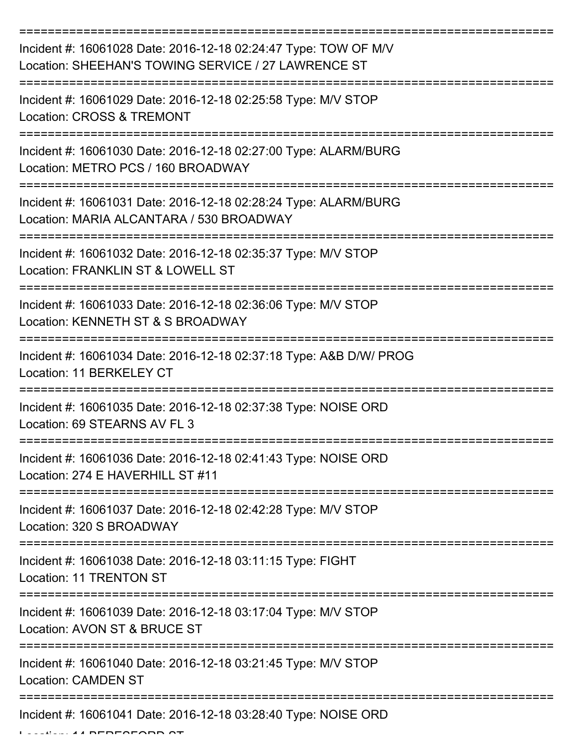===========================================================================

Incident #: 16061028 Date: 2016-12-18 02:24:47 Type: TOW OF M/V

Location: SHEEHAN'S TOWING SERVICE / 27 LAWRENCE ST

===========================================================================

Incident #: 16061029 Date: 2016-12-18 02:25:58 Type: M/V STOP

Location: CROSS & TREMONT

===========================================================================

Incident #: 16061030 Date: 2016-12-18 02:27:00 Type: ALARM/BURG

Location: METRO PCS / 160 BROADWAY

===========================================================================

Incident #: 16061031 Date: 2016-12-18 02:28:24 Type: ALARM/BURG

Location: MARIA ALCANTARA / 530 BROADWAY

===========================================================================

Incident #: 16061032 Date: 2016-12-18 02:35:37 Type: M/V STOP

Location: FRANKLIN ST & LOWELL ST

===========================================================================

Incident #: 16061033 Date: 2016-12-18 02:36:06 Type: M/V STOP

Location: KENNETH ST & S BROADWAY

===========================================================================

Incident #: 16061034 Date: 2016-12-18 02:37:18 Type: A&B D/W/ PROG

Location: 11 BERKELEY CT

===========================================================================

Incident #: 16061035 Date: 2016-12-18 02:37:38 Type: NOISE ORD

Location: 69 STEARNS AV FL 3

===========================================================================

Incident #: 16061036 Date: 2016-12-18 02:41:43 Type: NOISE ORD

Location: 274 E HAVERHILL ST #11

===========================================================================

Incident #: 16061037 Date: 2016-12-18 02:42:28 Type: M/V STOP

Location: 320 S BROADWAY

===========================================================================

Incident #: 16061038 Date: 2016-12-18 03:11:15 Type: FIGHT

Location: 11 TRENTON ST

===========================================================================

Incident #: 16061039 Date: 2016-12-18 03:17:04 Type: M/V STOP

Location: AVON ST & BRUCE ST

===========================================================================

Incident #: 16061040 Date: 2016-12-18 03:21:45 Type: M/V STOP

Location: CAMDEN ST

===========================================================================

Incident #: 16061041 Date: 2016-12-18 03:28:40 Type: NOISE ORD

Location: 14 BERESFORD ST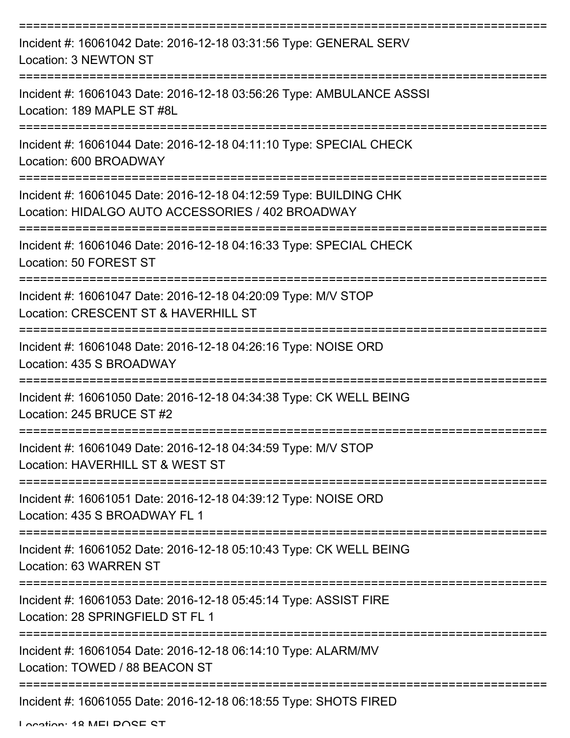===========================================================================

Incident #: 16061042 Date: 2016-12-18 03:31:56 Type: GENERAL SERV
Location: 3 NEWTON ST

===========================================================================

Incident #: 16061043 Date: 2016-12-18 03:56:26 Type: AMBULANCE ASSSI
Location: 189 MAPLE ST #8L

===========================================================================

Incident #: 16061044 Date: 2016-12-18 04:11:10 Type: SPECIAL CHECK
Location: 600 BROADWAY

===========================================================================

Incident #: 16061045 Date: 2016-12-18 04:12:59 Type: BUILDING CHK
Location: HIDALGO AUTO ACCESSORIES / 402 BROADWAY

===========================================================================

Incident #: 16061046 Date: 2016-12-18 04:16:33 Type: SPECIAL CHECK
Location: 50 FOREST ST

===========================================================================

Incident #: 16061047 Date: 2016-12-18 04:20:09 Type: M/V STOP
Location: CRESCENT ST & HAVERHILL ST

===========================================================================

Incident #: 16061048 Date: 2016-12-18 04:26:16 Type: NOISE ORD
Location: 435 S BROADWAY

===========================================================================

Incident #: 16061050 Date: 2016-12-18 04:34:38 Type: CK WELL BEING
Location: 245 BRUCE ST #2

===========================================================================

Incident #: 16061049 Date: 2016-12-18 04:34:59 Type: M/V STOP
Location: HAVERHILL ST & WEST ST

===========================================================================

Incident #: 16061051 Date: 2016-12-18 04:39:12 Type: NOISE ORD
Location: 435 S BROADWAY FL 1

===========================================================================

Incident #: 16061052 Date: 2016-12-18 05:10:43 Type: CK WELL BEING
Location: 63 WARREN ST

===========================================================================

Incident #: 16061053 Date: 2016-12-18 05:45:14 Type: ASSIST FIRE
Location: 28 SPRINGFIELD ST FL 1

===========================================================================

Incident #: 16061054 Date: 2016-12-18 06:14:10 Type: ALARM/MV
Location: TOWED / 88 BEACON ST

===========================================================================

Incident #: 16061055 Date: 2016-12-18 06:18:55 Type: SHOTS FIRED
Location: 18 MELROSE ST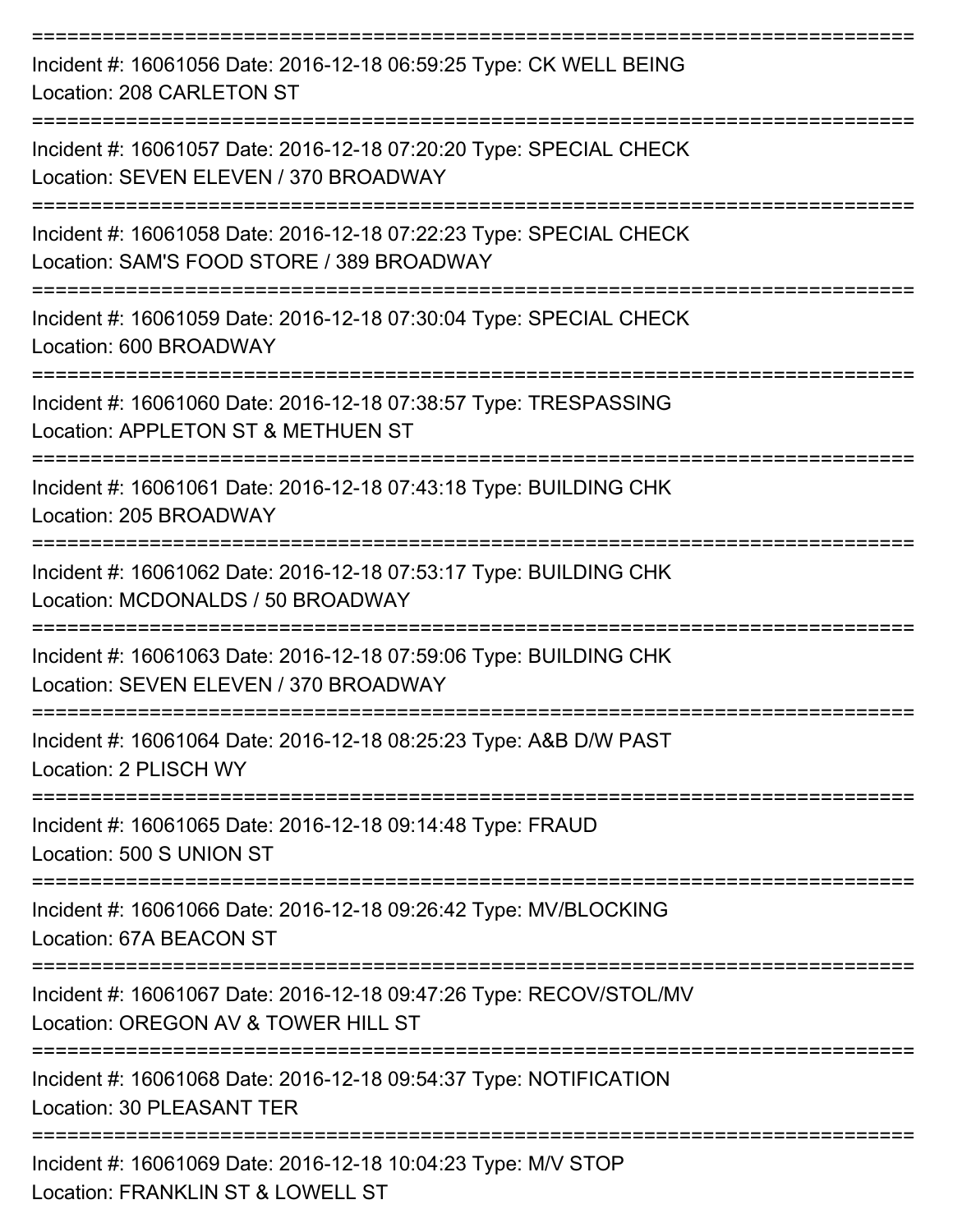===========================================================================

Incident #: 16061056 Date: 2016-12-18 06:59:25 Type: CK WELL BEING
Location: 208 CARLETON ST

===========================================================================

Incident #: 16061057 Date: 2016-12-18 07:20:20 Type: SPECIAL CHECK
Location: SEVEN ELEVEN / 370 BROADWAY

===========================================================================

Incident #: 16061058 Date: 2016-12-18 07:22:23 Type: SPECIAL CHECK
Location: SAM'S FOOD STORE / 389 BROADWAY

===========================================================================

Incident #: 16061059 Date: 2016-12-18 07:30:04 Type: SPECIAL CHECK
Location: 600 BROADWAY

===========================================================================

Incident #: 16061060 Date: 2016-12-18 07:38:57 Type: TRESPASSING
Location: APPLETON ST & METHUEN ST

===========================================================================

Incident #: 16061061 Date: 2016-12-18 07:43:18 Type: BUILDING CHK
Location: 205 BROADWAY

===========================================================================

Incident #: 16061062 Date: 2016-12-18 07:53:17 Type: BUILDING CHK
Location: MCDONALDS / 50 BROADWAY

===========================================================================

Incident #: 16061063 Date: 2016-12-18 07:59:06 Type: BUILDING CHK
Location: SEVEN ELEVEN / 370 BROADWAY

===========================================================================

Incident #: 16061064 Date: 2016-12-18 08:25:23 Type: A&B D/W PAST
Location: 2 PLISCH WY

===========================================================================

Incident #: 16061065 Date: 2016-12-18 09:14:48 Type: FRAUD
Location: 500 S UNION ST

===========================================================================

Incident #: 16061066 Date: 2016-12-18 09:26:42 Type: MV/BLOCKING
Location: 67A BEACON ST

===========================================================================

Incident #: 16061067 Date: 2016-12-18 09:47:26 Type: RECOV/STOL/MV
Location: OREGON AV & TOWER HILL ST

===========================================================================

Incident #: 16061068 Date: 2016-12-18 09:54:37 Type: NOTIFICATION
Location: 30 PLEASANT TER

===========================================================================

Incident #: 16061069 Date: 2016-12-18 10:04:23 Type: M/V STOP
Location: FRANKLIN ST & LOWELL ST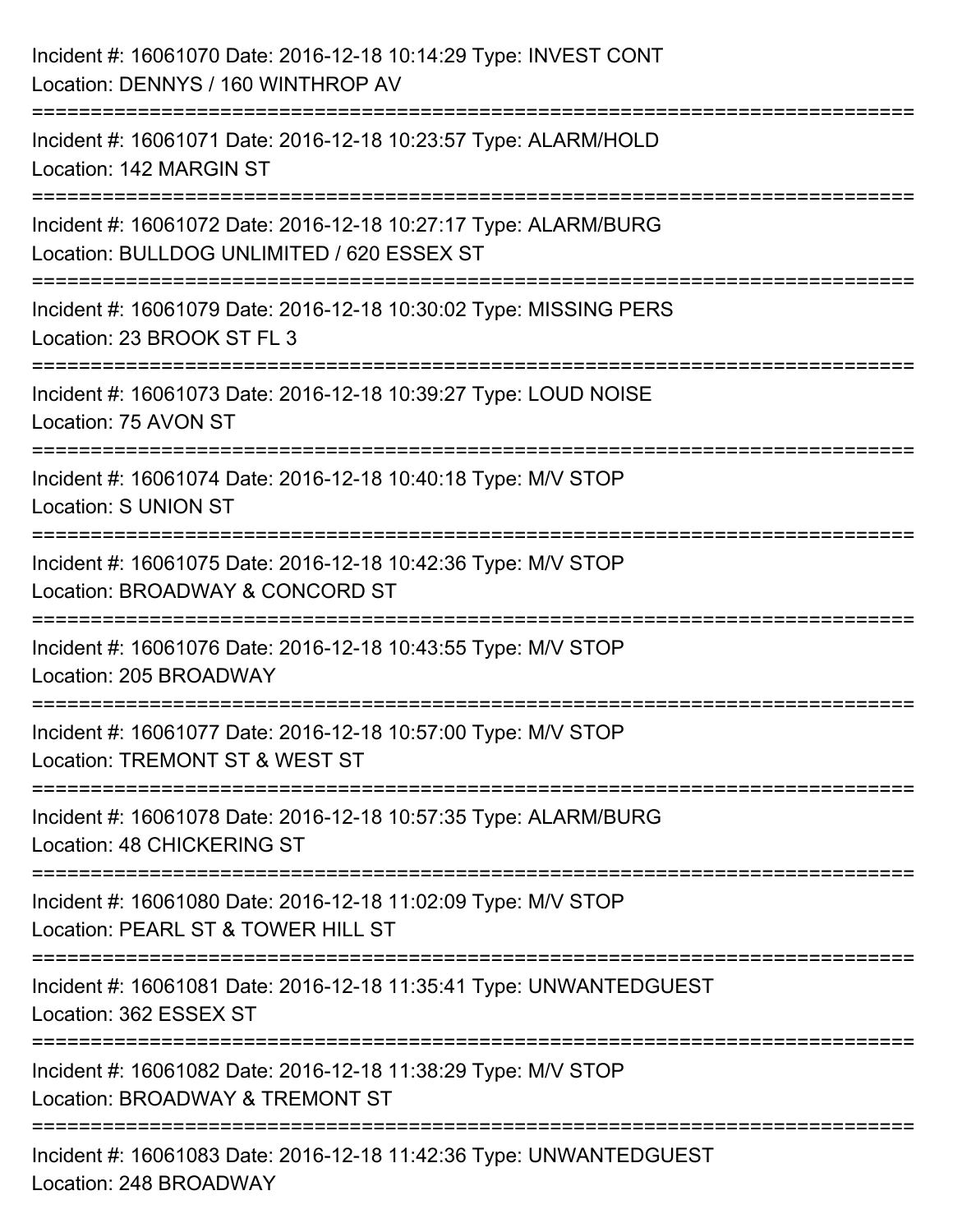Incident #: 16061070 Date: 2016-12-18 10:14:29 Type: INVEST CONT
Location: DENNYS / 160 WINTHROP AV

===========================================================================

Incident #: 16061071 Date: 2016-12-18 10:23:57 Type: ALARM/HOLD
Location: 142 MARGIN ST

===========================================================================

Incident #: 16061072 Date: 2016-12-18 10:27:17 Type: ALARM/BURG
Location: BULLDOG UNLIMITED / 620 ESSEX ST

===========================================================================

Incident #: 16061079 Date: 2016-12-18 10:30:02 Type: MISSING PERS
Location: 23 BROOK ST FL 3

===========================================================================

Incident #: 16061073 Date: 2016-12-18 10:39:27 Type: LOUD NOISE
Location: 75 AVON ST

===========================================================================

Incident #: 16061074 Date: 2016-12-18 10:40:18 Type: M/V STOP
Location: S UNION ST

===========================================================================

Incident #: 16061075 Date: 2016-12-18 10:42:36 Type: M/V STOP
Location: BROADWAY & CONCORD ST

===========================================================================

Incident #: 16061076 Date: 2016-12-18 10:43:55 Type: M/V STOP
Location: 205 BROADWAY

===========================================================================

Incident #: 16061077 Date: 2016-12-18 10:57:00 Type: M/V STOP
Location: TREMONT ST & WEST ST

===========================================================================

Incident #: 16061078 Date: 2016-12-18 10:57:35 Type: ALARM/BURG
Location: 48 CHICKERING ST

===========================================================================

Incident #: 16061080 Date: 2016-12-18 11:02:09 Type: M/V STOP
Location: PEARL ST & TOWER HILL ST

===========================================================================

Incident #: 16061081 Date: 2016-12-18 11:35:41 Type: UNWANTEDGUEST
Location: 362 ESSEX ST

===========================================================================

Incident #: 16061082 Date: 2016-12-18 11:38:29 Type: M/V STOP
Location: BROADWAY & TREMONT ST

===========================================================================

Incident #: 16061083 Date: 2016-12-18 11:42:36 Type: UNWANTEDGUEST
Location: 248 BROADWAY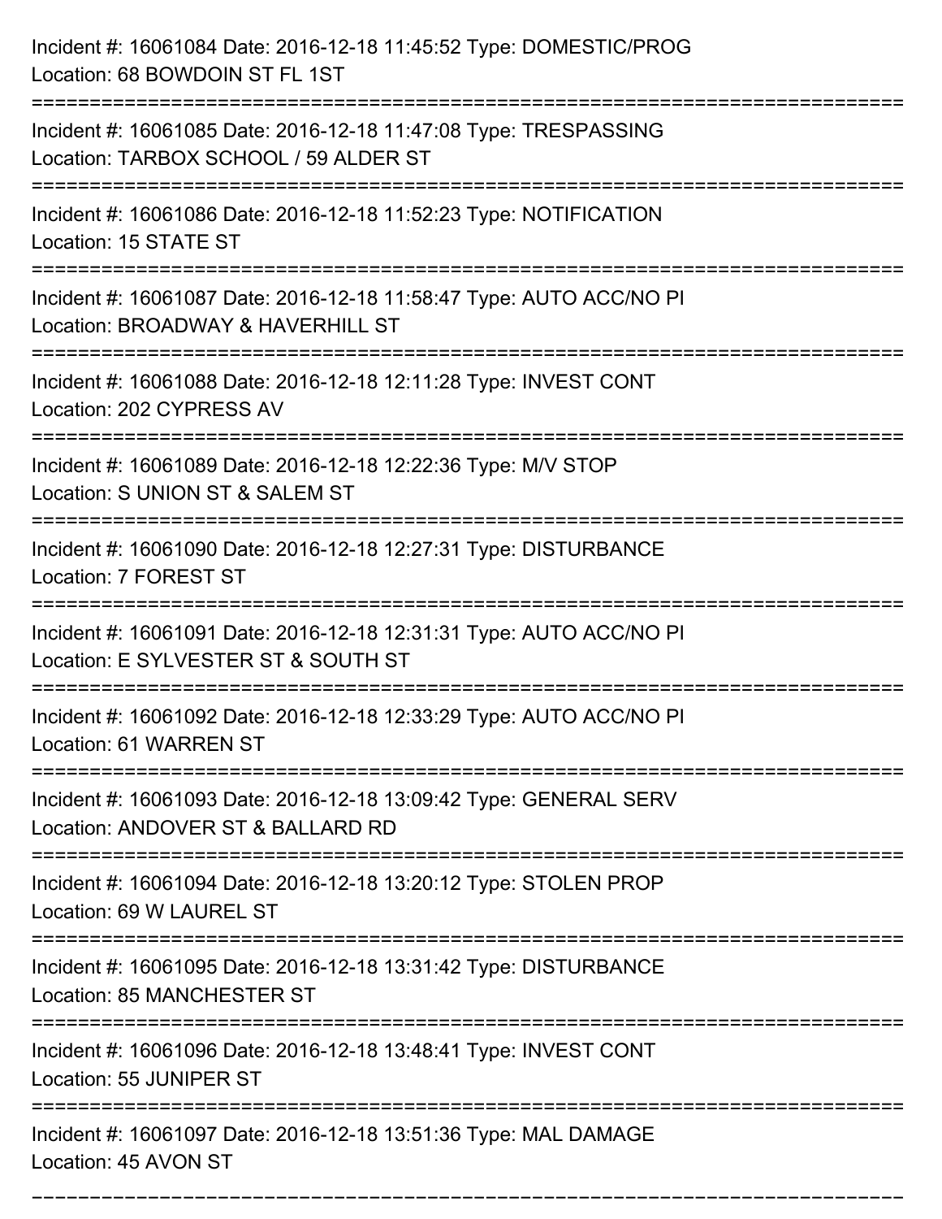Incident #: 16061084 Date: 2016-12-18 11:45:52 Type: DOMESTIC/PROG
Location: 68 BOWDOIN ST FL 1ST

===========================================================================

Incident #: 16061085 Date: 2016-12-18 11:47:08 Type: TRESPASSING
Location: TARBOX SCHOOL / 59 ALDER ST

===========================================================================

Incident #: 16061086 Date: 2016-12-18 11:52:23 Type: NOTIFICATION
Location: 15 STATE ST

===========================================================================

Incident #: 16061087 Date: 2016-12-18 11:58:47 Type: AUTO ACC/NO PI
Location: BROADWAY & HAVERHILL ST

===========================================================================

Incident #: 16061088 Date: 2016-12-18 12:11:28 Type: INVEST CONT
Location: 202 CYPRESS AV

===========================================================================

Incident #: 16061089 Date: 2016-12-18 12:22:36 Type: M/V STOP
Location: S UNION ST & SALEM ST

===========================================================================

Incident #: 16061090 Date: 2016-12-18 12:27:31 Type: DISTURBANCE
Location: 7 FOREST ST

===========================================================================

Incident #: 16061091 Date: 2016-12-18 12:31:31 Type: AUTO ACC/NO PI
Location: E SYLVESTER ST & SOUTH ST

===========================================================================

Incident #: 16061092 Date: 2016-12-18 12:33:29 Type: AUTO ACC/NO PI
Location: 61 WARREN ST

===========================================================================

Incident #: 16061093 Date: 2016-12-18 13:09:42 Type: GENERAL SERV
Location: ANDOVER ST & BALLARD RD

===========================================================================

Incident #: 16061094 Date: 2016-12-18 13:20:12 Type: STOLEN PROP
Location: 69 W LAUREL ST

===========================================================================

Incident #: 16061095 Date: 2016-12-18 13:31:42 Type: DISTURBANCE
Location: 85 MANCHESTER ST

===========================================================================

Incident #: 16061096 Date: 2016-12-18 13:48:41 Type: INVEST CONT
Location: 55 JUNIPER ST

===========================================================================

Incident #: 16061097 Date: 2016-12-18 13:51:36 Type: MAL DAMAGE
Location: 45 AVON ST

===========================================================================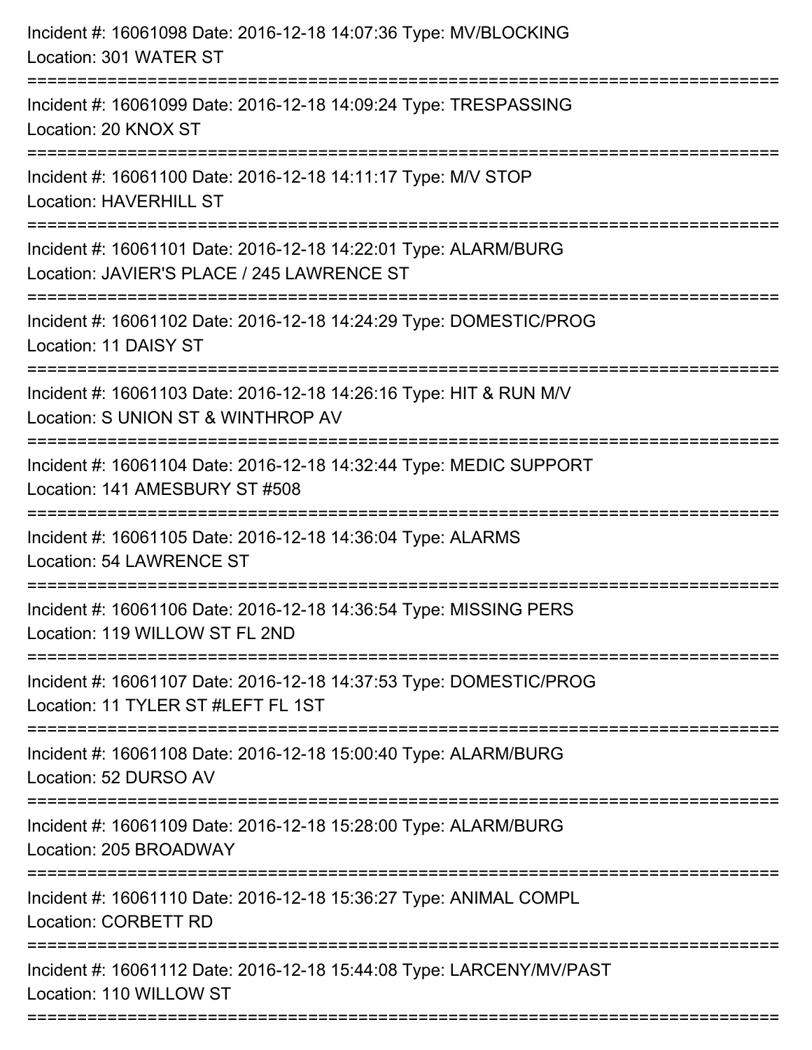Incident #: 16061098 Date: 2016-12-18 14:07:36 Type: MV/BLOCKING
Location: 301 WATER ST

===========================================================================

Incident #: 16061099 Date: 2016-12-18 14:09:24 Type: TRESPASSING
Location: 20 KNOX ST

===========================================================================

Incident #: 16061100 Date: 2016-12-18 14:11:17 Type: M/V STOP
Location: HAVERHILL ST

===========================================================================

Incident #: 16061101 Date: 2016-12-18 14:22:01 Type: ALARM/BURG
Location: JAVIER'S PLACE / 245 LAWRENCE ST

===========================================================================

Incident #: 16061102 Date: 2016-12-18 14:24:29 Type: DOMESTIC/PROG
Location: 11 DAISY ST

===========================================================================

Incident #: 16061103 Date: 2016-12-18 14:26:16 Type: HIT & RUN M/V
Location: S UNION ST & WINTHROP AV

===========================================================================

Incident #: 16061104 Date: 2016-12-18 14:32:44 Type: MEDIC SUPPORT
Location: 141 AMESBURY ST #508

===========================================================================

Incident #: 16061105 Date: 2016-12-18 14:36:04 Type: ALARMS
Location: 54 LAWRENCE ST

===========================================================================

Incident #: 16061106 Date: 2016-12-18 14:36:54 Type: MISSING PERS
Location: 119 WILLOW ST FL 2ND

===========================================================================

Incident #: 16061107 Date: 2016-12-18 14:37:53 Type: DOMESTIC/PROG
Location: 11 TYLER ST #LEFT FL 1ST

===========================================================================

Incident #: 16061108 Date: 2016-12-18 15:00:40 Type: ALARM/BURG
Location: 52 DURSO AV

===========================================================================

Incident #: 16061109 Date: 2016-12-18 15:28:00 Type: ALARM/BURG
Location: 205 BROADWAY

===========================================================================

Incident #: 16061110 Date: 2016-12-18 15:36:27 Type: ANIMAL COMPL
Location: CORBETT RD

===========================================================================

Incident #: 16061112 Date: 2016-12-18 15:44:08 Type: LARCENY/MV/PAST
Location: 110 WILLOW ST

===========================================================================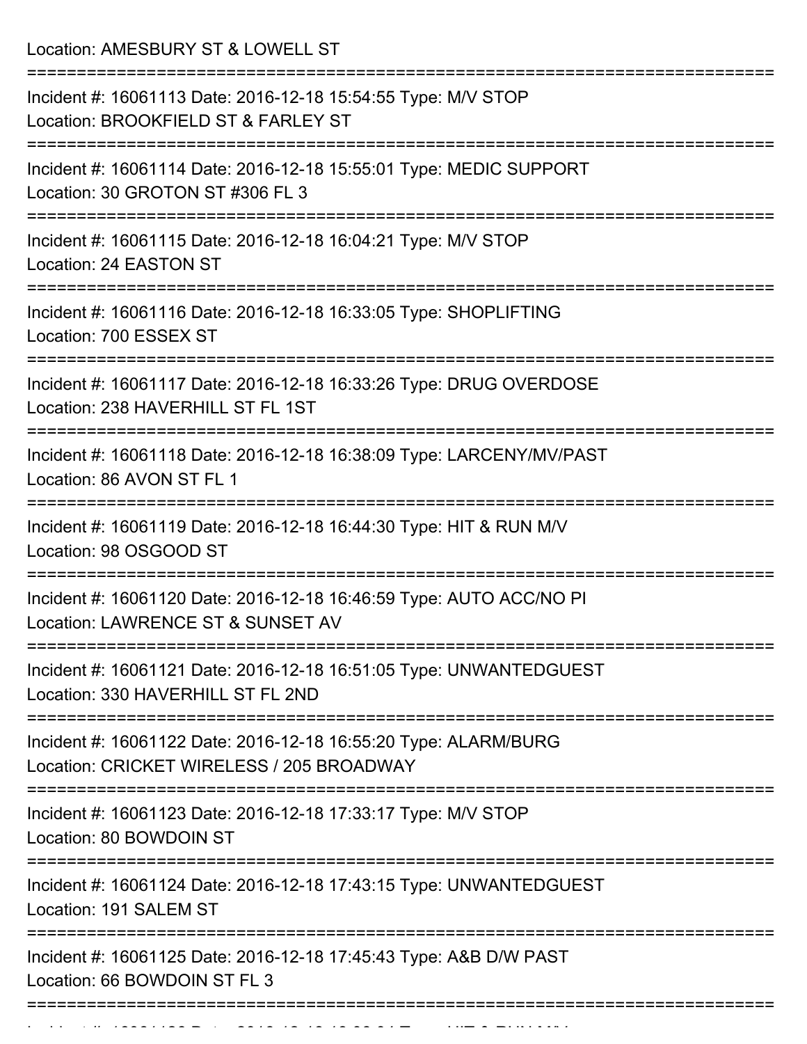Location: AMESBURY ST & LOWELL ST

===========================================================================

Incident #: 16061113 Date: 2016-12-18 15:54:55 Type: M/V STOP
Location: BROOKFIELD ST & FARLEY ST

===========================================================================

Incident #: 16061114 Date: 2016-12-18 15:55:01 Type: MEDIC SUPPORT
Location: 30 GROTON ST #306 FL 3

===========================================================================

Incident #: 16061115 Date: 2016-12-18 16:04:21 Type: M/V STOP
Location: 24 EASTON ST

===========================================================================

Incident #: 16061116 Date: 2016-12-18 16:33:05 Type: SHOPLIFTING
Location: 700 ESSEX ST

===========================================================================

Incident #: 16061117 Date: 2016-12-18 16:33:26 Type: DRUG OVERDOSE
Location: 238 HAVERHILL ST FL 1ST

===========================================================================

Incident #: 16061118 Date: 2016-12-18 16:38:09 Type: LARCENY/MV/PAST
Location: 86 AVON ST FL 1

===========================================================================

Incident #: 16061119 Date: 2016-12-18 16:44:30 Type: HIT & RUN M/V
Location: 98 OSGOOD ST

===========================================================================

Incident #: 16061120 Date: 2016-12-18 16:46:59 Type: AUTO ACC/NO PI
Location: LAWRENCE ST & SUNSET AV

===========================================================================

Incident #: 16061121 Date: 2016-12-18 16:51:05 Type: UNWANTEDGUEST
Location: 330 HAVERHILL ST FL 2ND

===========================================================================

Incident #: 16061122 Date: 2016-12-18 16:55:20 Type: ALARM/BURG
Location: CRICKET WIRELESS / 205 BROADWAY

===========================================================================

Incident #: 16061123 Date: 2016-12-18 17:33:17 Type: M/V STOP
Location: 80 BOWDOIN ST

===========================================================================

Incident #: 16061124 Date: 2016-12-18 17:43:15 Type: UNWANTEDGUEST
Location: 191 SALEM ST

===========================================================================

Incident #: 16061125 Date: 2016-12-18 17:45:43 Type: A&B D/W PAST
Location: 66 BOWDOIN ST FL 3

===========================================================================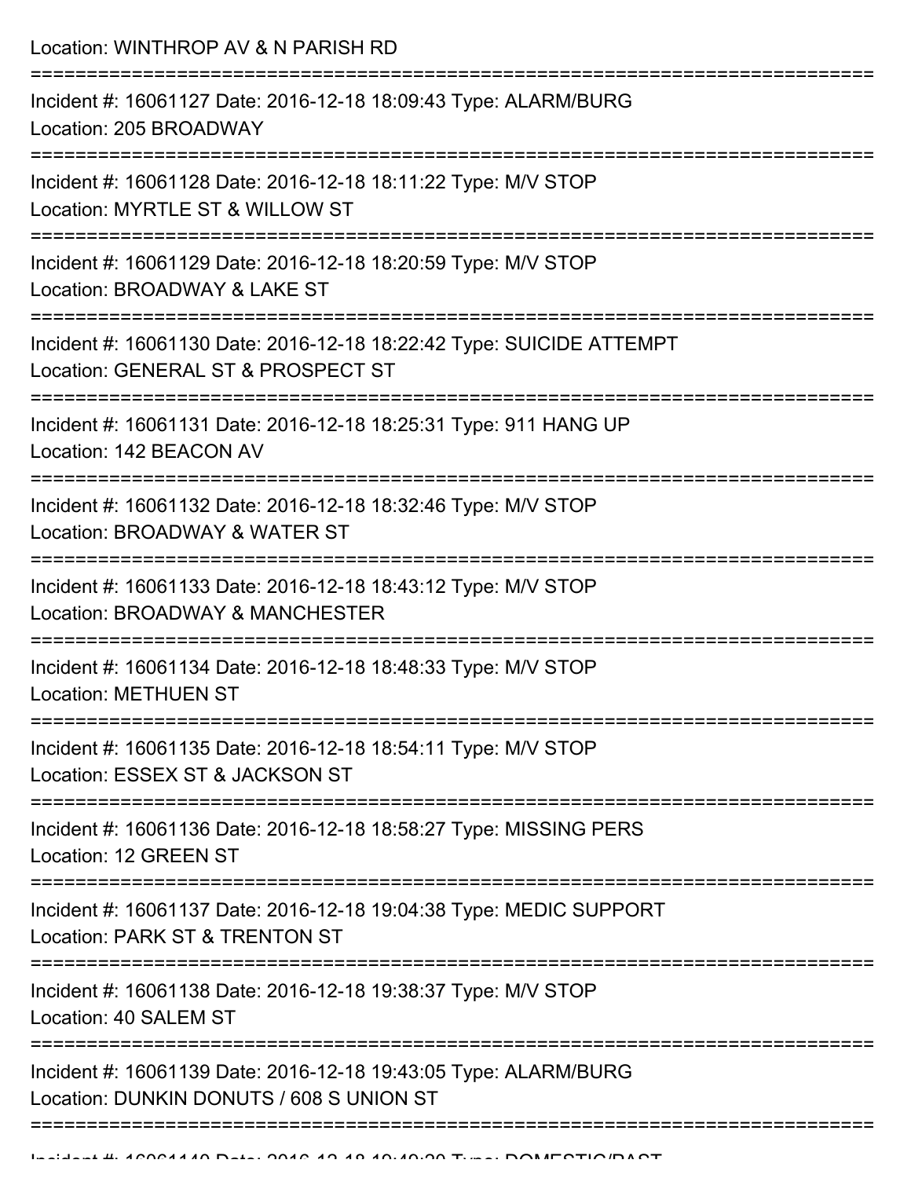Location: WINTHROP AV & N PARISH RD

===========================================================================

Incident #: 16061127 Date: 2016-12-18 18:09:43 Type: ALARM/BURG
Location: 205 BROADWAY

===========================================================================

Incident #: 16061128 Date: 2016-12-18 18:11:22 Type: M/V STOP
Location: MYRTLE ST & WILLOW ST

===========================================================================

Incident #: 16061129 Date: 2016-12-18 18:20:59 Type: M/V STOP
Location: BROADWAY & LAKE ST

===========================================================================

Incident #: 16061130 Date: 2016-12-18 18:22:42 Type: SUICIDE ATTEMPT
Location: GENERAL ST & PROSPECT ST

===========================================================================

Incident #: 16061131 Date: 2016-12-18 18:25:31 Type: 911 HANG UP
Location: 142 BEACON AV

===========================================================================

Incident #: 16061132 Date: 2016-12-18 18:32:46 Type: M/V STOP
Location: BROADWAY & WATER ST

===========================================================================

Incident #: 16061133 Date: 2016-12-18 18:43:12 Type: M/V STOP
Location: BROADWAY & MANCHESTER

===========================================================================

Incident #: 16061134 Date: 2016-12-18 18:48:33 Type: M/V STOP
Location: METHUEN ST

===========================================================================

Incident #: 16061135 Date: 2016-12-18 18:54:11 Type: M/V STOP
Location: ESSEX ST & JACKSON ST

===========================================================================

Incident #: 16061136 Date: 2016-12-18 18:58:27 Type: MISSING PERS
Location: 12 GREEN ST

===========================================================================

Incident #: 16061137 Date: 2016-12-18 19:04:38 Type: MEDIC SUPPORT
Location: PARK ST & TRENTON ST

===========================================================================

Incident #: 16061138 Date: 2016-12-18 19:38:37 Type: M/V STOP
Location: 40 SALEM ST

===========================================================================

Incident #: 16061139 Date: 2016-12-18 19:43:05 Type: ALARM/BURG
Location: DUNKIN DONUTS / 608 S UNION ST

===========================================================================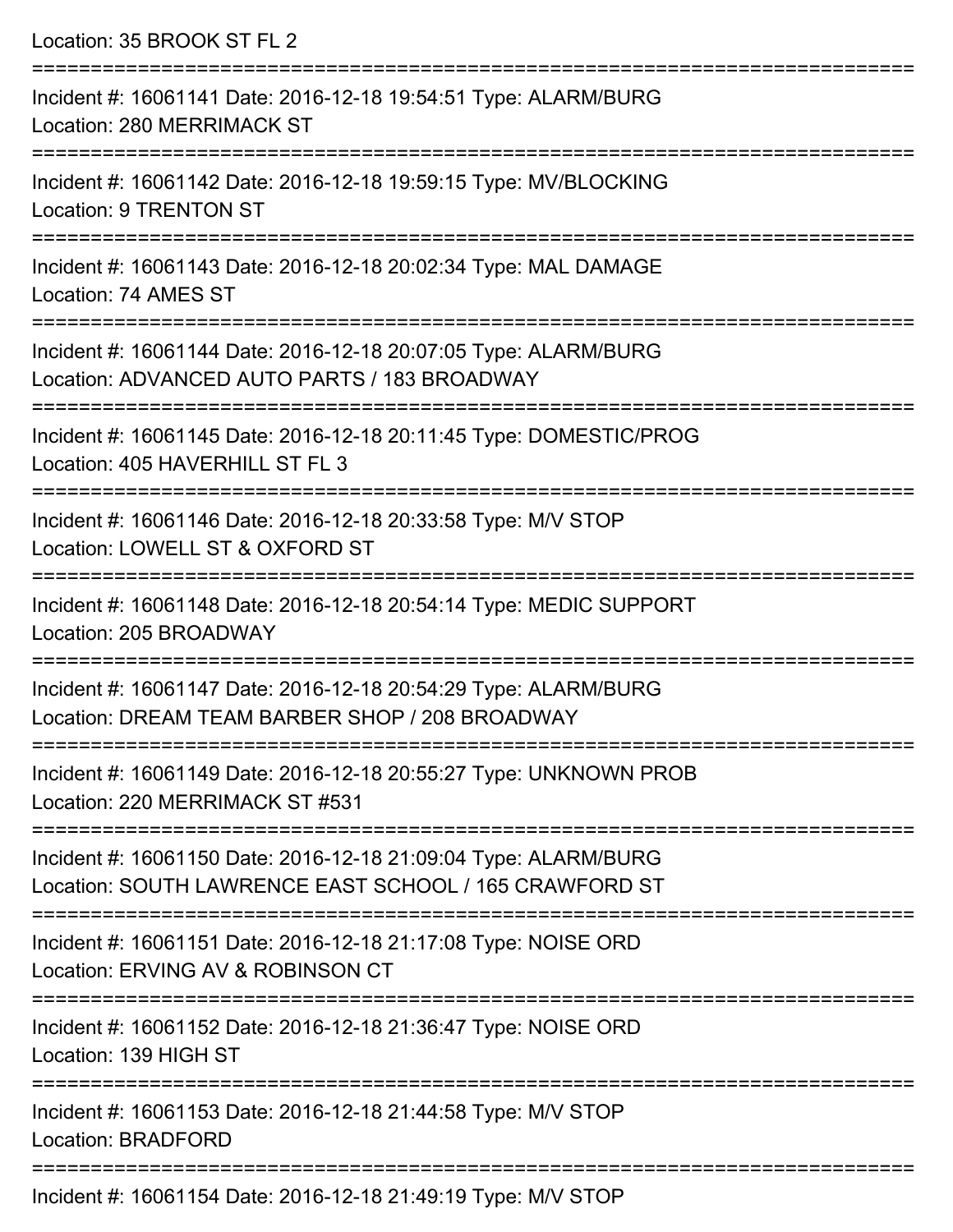Location: 35 BROOK ST FL 2

===========================================================================

Incident #: 16061141 Date: 2016-12-18 19:54:51 Type: ALARM/BURG
Location: 280 MERRIMACK ST

===========================================================================

Incident #: 16061142 Date: 2016-12-18 19:59:15 Type: MV/BLOCKING
Location: 9 TRENTON ST

===========================================================================

Incident #: 16061143 Date: 2016-12-18 20:02:34 Type: MAL DAMAGE
Location: 74 AMES ST

===========================================================================

Incident #: 16061144 Date: 2016-12-18 20:07:05 Type: ALARM/BURG
Location: ADVANCED AUTO PARTS / 183 BROADWAY

===========================================================================

Incident #: 16061145 Date: 2016-12-18 20:11:45 Type: DOMESTIC/PROG
Location: 405 HAVERHILL ST FL 3

===========================================================================

Incident #: 16061146 Date: 2016-12-18 20:33:58 Type: M/V STOP
Location: LOWELL ST & OXFORD ST

===========================================================================

Incident #: 16061148 Date: 2016-12-18 20:54:14 Type: MEDIC SUPPORT
Location: 205 BROADWAY

===========================================================================

Incident #: 16061147 Date: 2016-12-18 20:54:29 Type: ALARM/BURG
Location: DREAM TEAM BARBER SHOP / 208 BROADWAY

===========================================================================

Incident #: 16061149 Date: 2016-12-18 20:55:27 Type: UNKNOWN PROB
Location: 220 MERRIMACK ST #531

===========================================================================

Incident #: 16061150 Date: 2016-12-18 21:09:04 Type: ALARM/BURG
Location: SOUTH LAWRENCE EAST SCHOOL / 165 CRAWFORD ST

===========================================================================

Incident #: 16061151 Date: 2016-12-18 21:17:08 Type: NOISE ORD
Location: ERVING AV & ROBINSON CT

===========================================================================

Incident #: 16061152 Date: 2016-12-18 21:36:47 Type: NOISE ORD
Location: 139 HIGH ST

===========================================================================

Incident #: 16061153 Date: 2016-12-18 21:44:58 Type: M/V STOP
Location: BRADFORD

===========================================================================

Incident #: 16061154 Date: 2016-12-18 21:49:19 Type: M/V STOP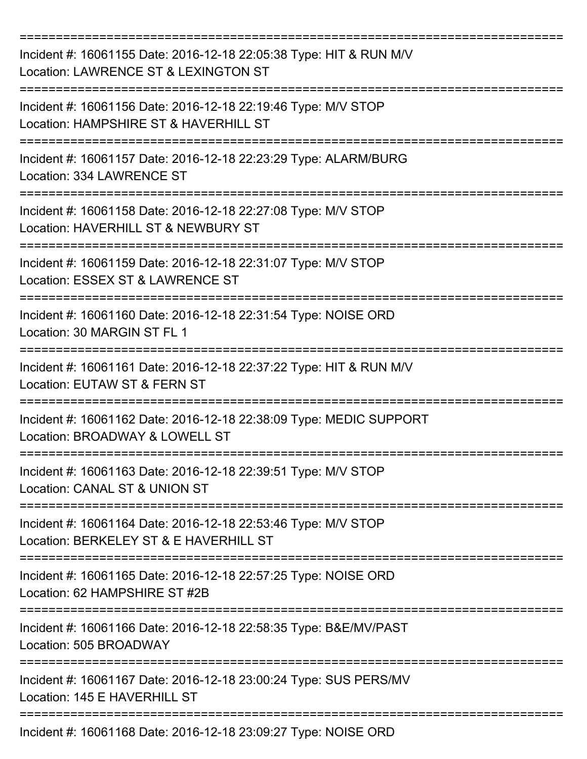==============================================================================

Incident #: 16061155 Date: 2016-12-18 22:05:38 Type: HIT & RUN M/V
Location: LAWRENCE ST & LEXINGTON ST

==============================================================================

Incident #: 16061156 Date: 2016-12-18 22:19:46 Type: M/V STOP
Location: HAMPSHIRE ST & HAVERHILL ST

==============================================================================

Incident #: 16061157 Date: 2016-12-18 22:23:29 Type: ALARM/BURG
Location: 334 LAWRENCE ST

==============================================================================

Incident #: 16061158 Date: 2016-12-18 22:27:08 Type: M/V STOP
Location: HAVERHILL ST & NEWBURY ST

==============================================================================

Incident #: 16061159 Date: 2016-12-18 22:31:07 Type: M/V STOP
Location: ESSEX ST & LAWRENCE ST

==============================================================================

Incident #: 16061160 Date: 2016-12-18 22:31:54 Type: NOISE ORD
Location: 30 MARGIN ST FL 1

==============================================================================

Incident #: 16061161 Date: 2016-12-18 22:37:22 Type: HIT & RUN M/V
Location: EUTAW ST & FERN ST

==============================================================================

Incident #: 16061162 Date: 2016-12-18 22:38:09 Type: MEDIC SUPPORT
Location: BROADWAY & LOWELL ST

==============================================================================

Incident #: 16061163 Date: 2016-12-18 22:39:51 Type: M/V STOP
Location: CANAL ST & UNION ST

==============================================================================

Incident #: 16061164 Date: 2016-12-18 22:53:46 Type: M/V STOP
Location: BERKELEY ST & E HAVERHILL ST

==============================================================================

Incident #: 16061165 Date: 2016-12-18 22:57:25 Type: NOISE ORD
Location: 62 HAMPSHIRE ST #2B

==============================================================================

Incident #: 16061166 Date: 2016-12-18 22:58:35 Type: B&E/MV/PAST
Location: 505 BROADWAY

==============================================================================

Incident #: 16061167 Date: 2016-12-18 23:00:24 Type: SUS PERS/MV
Location: 145 E HAVERHILL ST

==============================================================================

Incident #: 16061168 Date: 2016-12-18 23:09:27 Type: NOISE ORD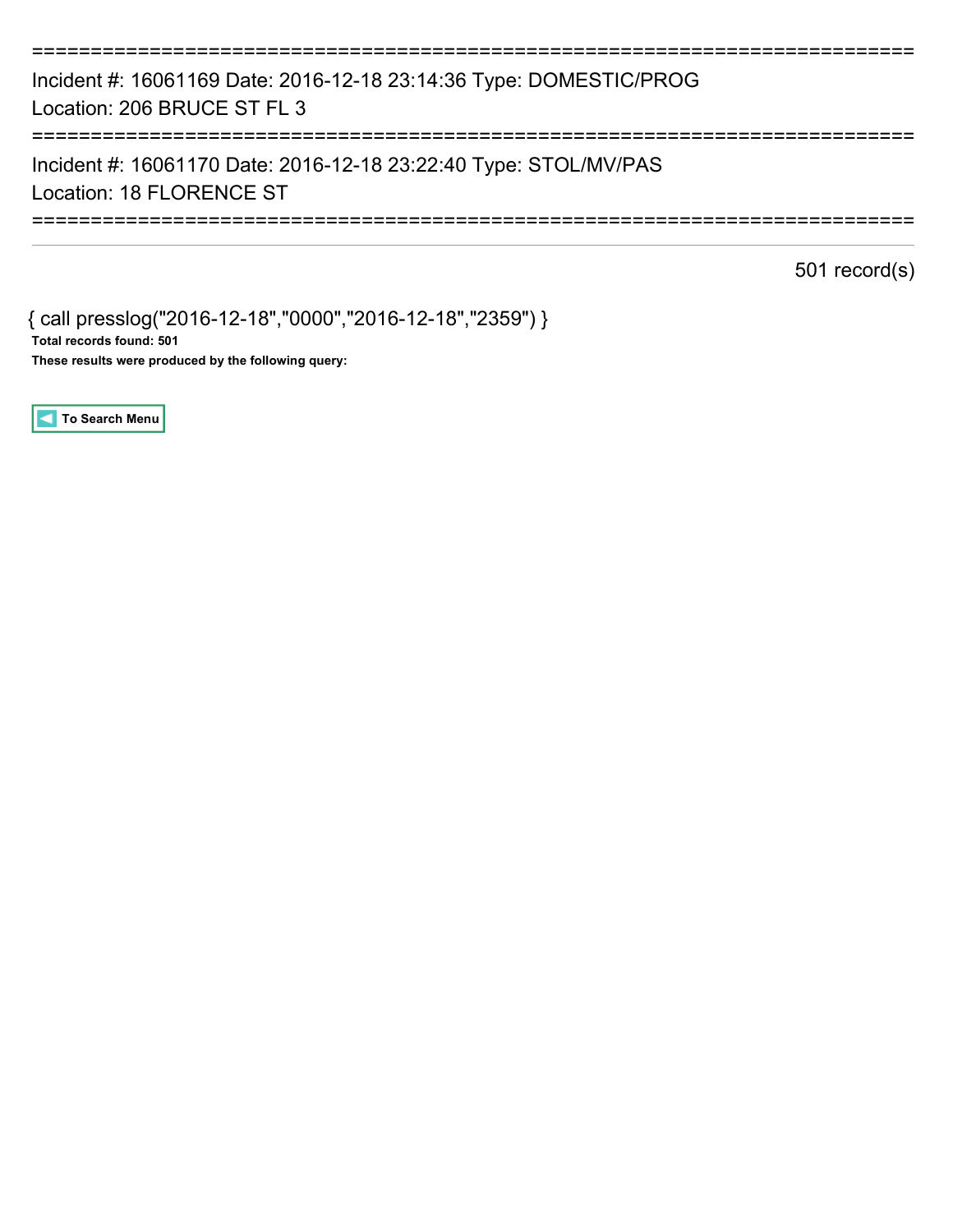===========================================================================

Incident #: 16061169 Date: 2016-12-18 23:14:36 Type: DOMESTIC/PROG

Location: 206 BRUCE ST FL 3

===========================================================================

Incident #: 16061170 Date: 2016-12-18 23:22:40 Type: STOL/MV/PAS

Location: 18 FLORENCE ST

===========================================================================

---

501 record(s)

{ call presslog("2016-12-18","0000","2016-12-18","2359") }

**Total records found: 501**

**These results were produced by the following query:**

To Search Menu